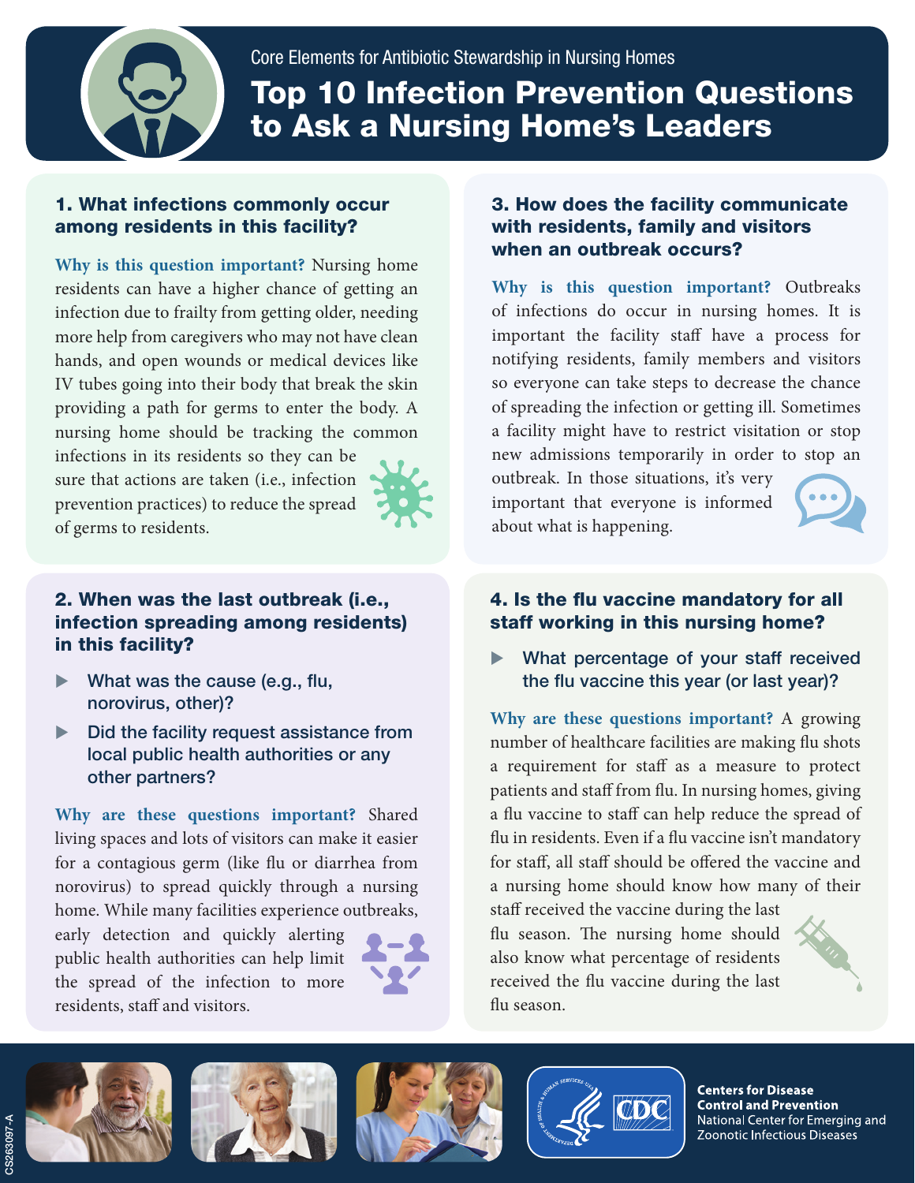Core Elements for Antibiotic Stewardship in Nursing Homes

# Top 10 Infection Prevention Questions to Ask a Nursing Home's Leaders

### 1. What infections commonly occur among residents in this facility?

**Why is this question important?** Nursing home residents can have a higher chance of getting an infection due to frailty from getting older, needing more help from caregivers who may not have clean hands, and open wounds or medical devices like IV tubes going into their body that break the skin providing a path for germs to enter the body. A nursing home should be tracking the common infections in its residents so they can be sure that actions are taken (i.e., infection prevention practices) to reduce the spread of germs to residents.

### 2. When was the last outbreak (i.e., infection spreading among residents) in this facility?

- What was the cause (e.g., flu, norovirus, other)?
- Did the facility request assistance from local public health authorities or any other partners?

**Why are these questions important?** Shared living spaces and lots of visitors can make it easier for a contagious germ (like flu or diarrhea from norovirus) to spread quickly through a nursing home. While many facilities experience outbreaks, early detection and quickly alerting public health authorities can help limit the spread of the infection to more residents, staff and visitors.

### 3. How does the facility communicate with residents, family and visitors when an outbreak occurs?

**Why is this question important?** Outbreaks of infections do occur in nursing homes. It is important the facility staff have a process for notifying residents, family members and visitors so everyone can take steps to decrease the chance of spreading the infection or getting ill. Sometimes a facility might have to restrict visitation or stop new admissions temporarily in order to stop an outbreak. In those situations, it's very important that everyone is informed about what is happening.

### 4. Is the flu vaccine mandatory for all staff working in this nursing home?

- What percentage of your staff received the flu vaccine this year (or last year)?

**Why are these questions important?** A growing number of healthcare facilities are making flu shots a requirement for staff as a measure to protect patients and staff from flu. In nursing homes, giving a flu vaccine to staff can help reduce the spread of flu in residents. Even if a flu vaccine isn't mandatory for staff, all staff should be offered the vaccine and a nursing home should know how many of their staff received the vaccine during the last flu season. The nursing home should also know what percentage of residents received the flu vaccine during the last flu season.

**Centers for Disease Control and Prevention**
National Center for Emerging and Zoonotic Infectious Diseases

CS263097-A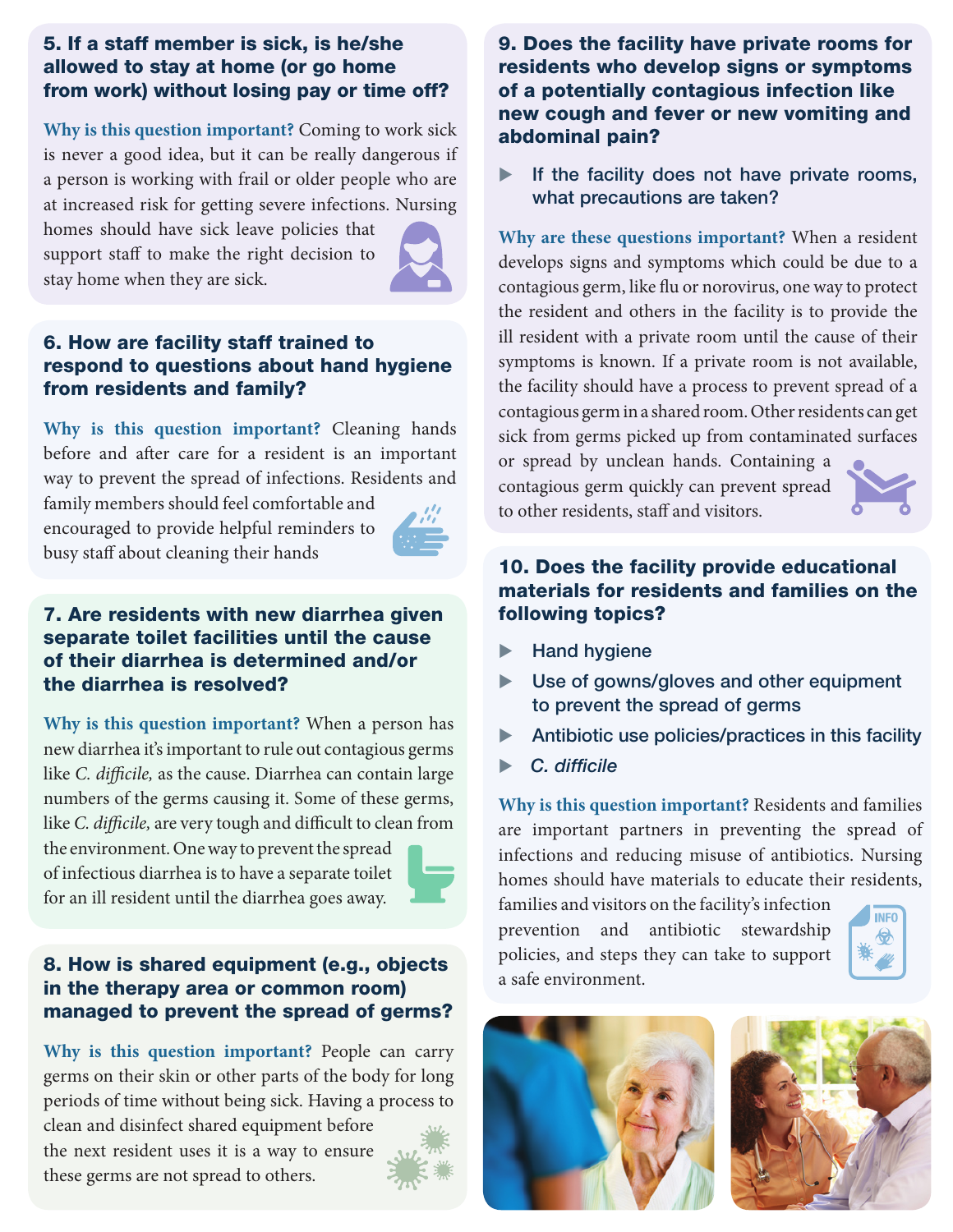### 5. If a staff member is sick, is he/she allowed to stay at home (or go home from work) without losing pay or time off?

**Why is this question important?** Coming to work sick is never a good idea, but it can be really dangerous if a person is working with frail or older people who are at increased risk for getting severe infections. Nursing homes should have sick leave policies that support staff to make the right decision to stay home when they are sick.

### 6. How are facility staff trained to respond to questions about hand hygiene from residents and family?

**Why is this question important?** Cleaning hands before and after care for a resident is an important way to prevent the spread of infections. Residents and family members should feel comfortable and encouraged to provide helpful reminders to busy staff about cleaning their hands

### 7. Are residents with new diarrhea given separate toilet facilities until the cause of their diarrhea is determined and/or the diarrhea is resolved?

**Why is this question important?** When a person has new diarrhea it's important to rule out contagious germs like *C. difficile,* as the cause. Diarrhea can contain large numbers of the germs causing it. Some of these germs, like *C. difficile,* are very tough and difficult to clean from the environment. One way to prevent the spread of infectious diarrhea is to have a separate toilet for an ill resident until the diarrhea goes away.

### 8. How is shared equipment (e.g., objects in the therapy area or common room) managed to prevent the spread of germs?

**Why is this question important?** People can carry germs on their skin or other parts of the body for long periods of time without being sick. Having a process to clean and disinfect shared equipment before the next resident uses it is a way to ensure these germs are not spread to others.

### 9. Does the facility have private rooms for residents who develop signs or symptoms of a potentially contagious infection like new cough and fever or new vomiting and abdominal pain?

- If the facility does not have private rooms, what precautions are taken?

**Why are these questions important?** When a resident develops signs and symptoms which could be due to a contagious germ, like flu or norovirus, one way to protect the resident and others in the facility is to provide the ill resident with a private room until the cause of their symptoms is known. If a private room is not available, the facility should have a process to prevent spread of a contagious germ in a shared room. Other residents can get sick from germs picked up from contaminated surfaces or spread by unclean hands. Containing a contagious germ quickly can prevent spread to other residents, staff and visitors.

### 10. Does the facility provide educational materials for residents and families on the following topics?

- Hand hygiene
- Use of gowns/gloves and other equipment to prevent the spread of germs
- Antibiotic use policies/practices in this facility
- *C. difficile*

**Why is this question important?** Residents and families are important partners in preventing the spread of infections and reducing misuse of antibiotics. Nursing homes should have materials to educate their residents, families and visitors on the facility's infection prevention and antibiotic stewardship policies, and steps they can take to support a safe environment.